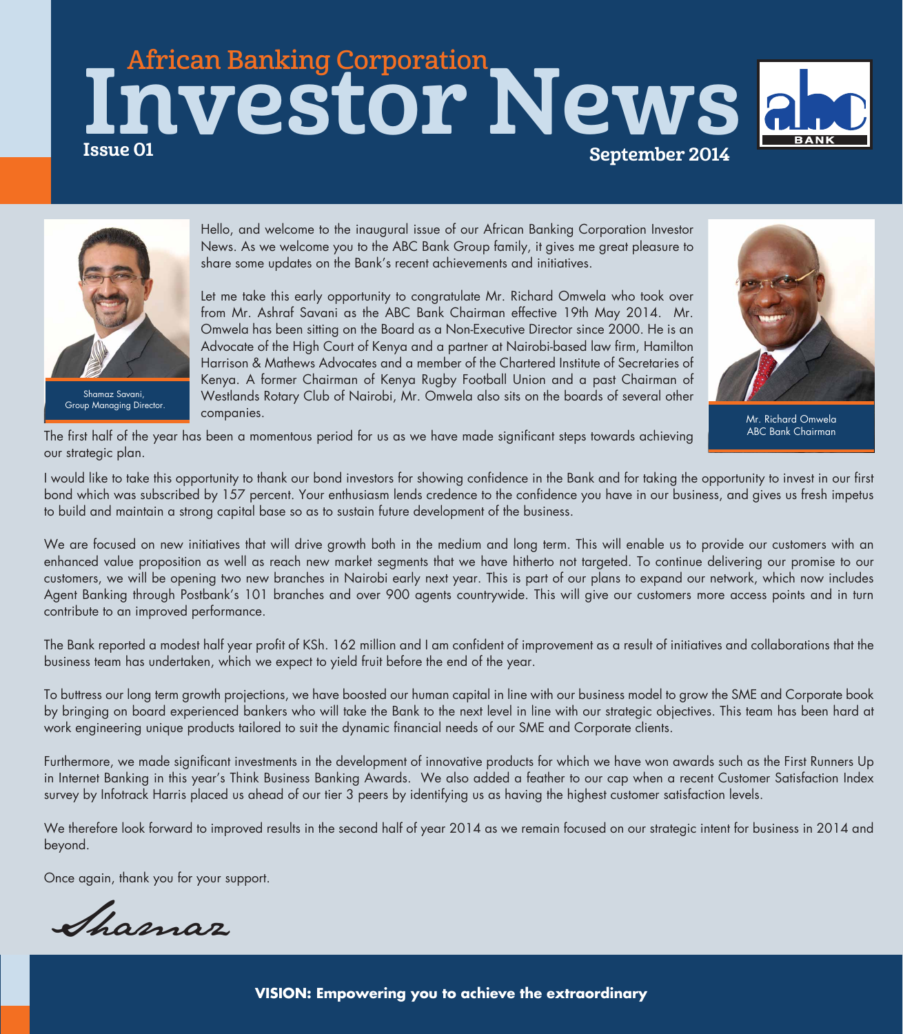# African Banking Corporation Investor News

**Issue 01** **September 2014**

Shamaz Savani, Group Managing Director.

Mr. Richard Omwela ABC Bank Chairman

Hello, and welcome to the inaugural issue of our African Banking Corporation Investor News. As we welcome you to the ABC Bank Group family, it gives me great pleasure to share some updates on the Bank's recent achievements and initiatives.

Let me take this early opportunity to congratulate Mr. Richard Omwela who took over from Mr. Ashraf Savani as the ABC Bank Chairman effective 19th May 2014. Mr. Omwela has been sitting on the Board as a Non-Executive Director since 2000. He is an Advocate of the High Court of Kenya and a partner at Nairobi-based law firm, Hamilton Harrison & Mathews Advocates and a member of the Chartered Institute of Secretaries of Kenya. A former Chairman of Kenya Rugby Football Union and a past Chairman of Westlands Rotary Club of Nairobi, Mr. Omwela also sits on the boards of several other companies.

The first half of the year has been a momentous period for us as we have made significant steps towards achieving our strategic plan.

I would like to take this opportunity to thank our bond investors for showing confidence in the Bank and for taking the opportunity to invest in our first bond which was subscribed by 157 percent. Your enthusiasm lends credence to the confidence you have in our business, and gives us fresh impetus to build and maintain a strong capital base so as to sustain future development of the business.

We are focused on new initiatives that will drive growth both in the medium and long term. This will enable us to provide our customers with an enhanced value proposition as well as reach new market segments that we have hitherto not targeted. To continue delivering our promise to our customers, we will be opening two new branches in Nairobi early next year. This is part of our plans to expand our network, which now includes Agent Banking through Postbank's 101 branches and over 900 agents countrywide. This will give our customers more access points and in turn contribute to an improved performance.

The Bank reported a modest half year profit of KSh. 162 million and I am confident of improvement as a result of initiatives and collaborations that the business team has undertaken, which we expect to yield fruit before the end of the year.

To buttress our long term growth projections, we have boosted our human capital in line with our business model to grow the SME and Corporate book by bringing on board experienced bankers who will take the Bank to the next level in line with our strategic objectives. This team has been hard at work engineering unique products tailored to suit the dynamic financial needs of our SME and Corporate clients.

Furthermore, we made significant investments in the development of innovative products for which we have won awards such as the First Runners Up in Internet Banking in this year's Think Business Banking Awards. We also added a feather to our cap when a recent Customer Satisfaction Index survey by Infotrack Harris placed us ahead of our tier 3 peers by identifying us as having the highest customer satisfaction levels.

We therefore look forward to improved results in the second half of year 2014 as we remain focused on our strategic intent for business in 2014 and beyond.

Once again, thank you for your support.

*Shamaz*

**VISION: Empowering you to achieve the extraordinary**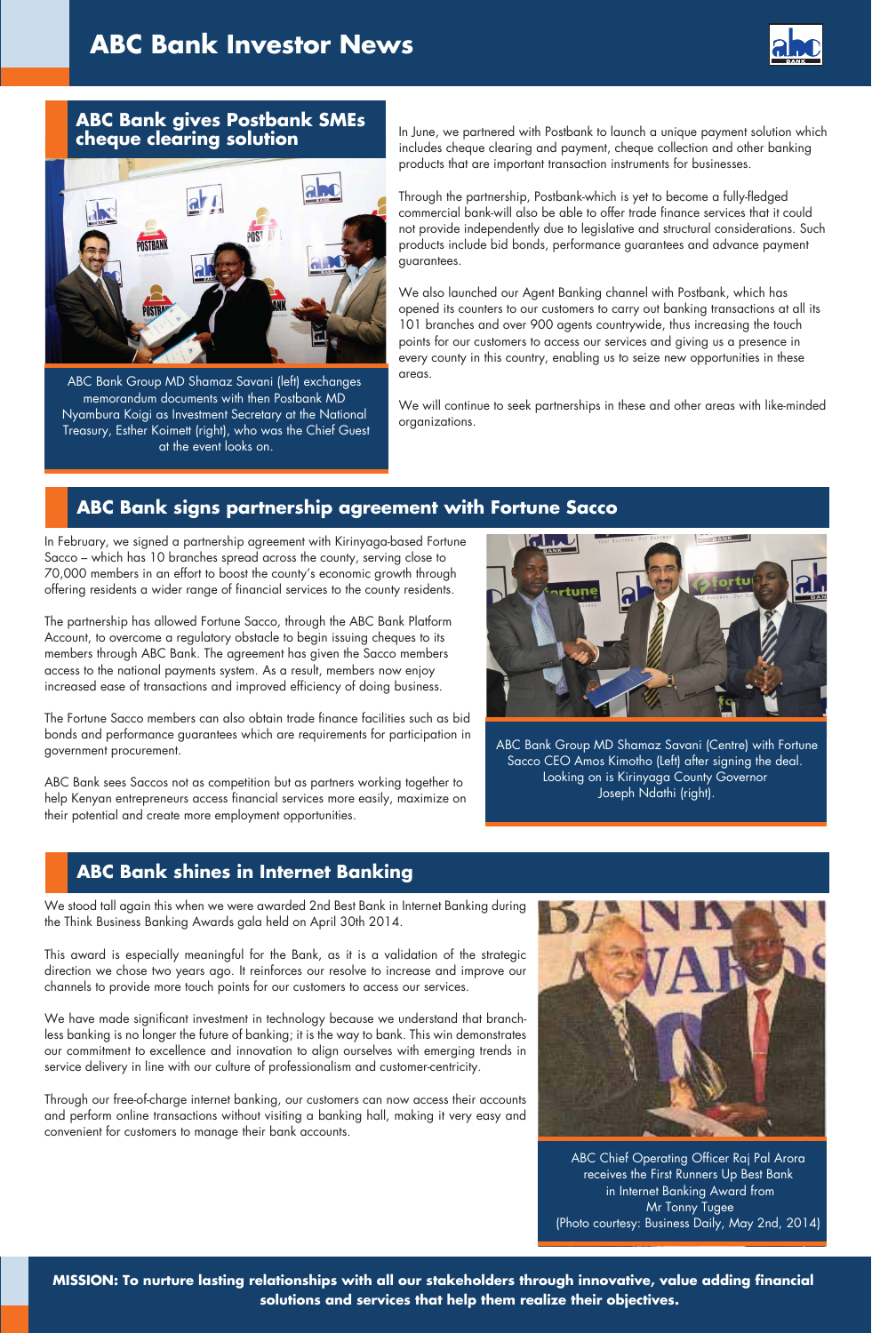# ABC Bank Investor News

## ABC Bank gives Postbank SMEs cheque clearing solution

ABC Bank Group MD Shamaz Savani (left) exchanges memorandum documents with then Postbank MD Nyambura Koigi as Investment Secretary at the National Treasury, Esther Koimett (right), who was the Chief Guest at the event looks on.

In June, we partnered with Postbank to launch a unique payment solution which includes cheque clearing and payment, cheque collection and other banking products that are important transaction instruments for businesses.

Through the partnership, Postbank-which is yet to become a fully-fledged commercial bank-will also be able to offer trade finance services that it could not provide independently due to legislative and structural considerations. Such products include bid bonds, performance guarantees and advance payment guarantees.

We also launched our Agent Banking channel with Postbank, which has opened its counters to our customers to carry out banking transactions at all its 101 branches and over 900 agents countrywide, thus increasing the touch points for our customers to access our services and giving us a presence in every county in this country, enabling us to seize new opportunities in these areas.

We will continue to seek partnerships in these and other areas with like-minded organizations.

## ABC Bank signs partnership agreement with Fortune Sacco

In February, we signed a partnership agreement with Kirinyaga-based Fortune Sacco – which has 10 branches spread across the county, serving close to 70,000 members in an effort to boost the county's economic growth through offering residents a wider range of financial services to the county residents.

The partnership has allowed Fortune Sacco, through the ABC Bank Platform Account, to overcome a regulatory obstacle to begin issuing cheques to its members through ABC Bank. The agreement has given the Sacco members access to the national payments system. As a result, members now enjoy increased ease of transactions and improved efficiency of doing business.

The Fortune Sacco members can also obtain trade finance facilities such as bid bonds and performance guarantees which are requirements for participation in government procurement.

ABC Bank sees Saccos not as competition but as partners working together to help Kenyan entrepreneurs access financial services more easily, maximize on their potential and create more employment opportunities.

ABC Bank Group MD Shamaz Savani (Centre) with Fortune Sacco CEO Amos Kimotho (Left) after signing the deal. Looking on is Kirinyaga County Governor Joseph Ndathi (right).

## ABC Bank shines in Internet Banking

We stood tall again this when we were awarded 2nd Best Bank in Internet Banking during the Think Business Banking Awards gala held on April 30th 2014.

This award is especially meaningful for the Bank, as it is a validation of the strategic direction we chose two years ago. It reinforces our resolve to increase and improve our channels to provide more touch points for our customers to access our services.

We have made significant investment in technology because we understand that branch-less banking is no longer the future of banking; it is the way to bank. This win demonstrates our commitment to excellence and innovation to align ourselves with emerging trends in service delivery in line with our culture of professionalism and customer-centricity.

Through our free-of-charge internet banking, our customers can now access their accounts and perform online transactions without visiting a banking hall, making it very easy and convenient for customers to manage their bank accounts.

ABC Chief Operating Officer Raj Pal Arora receives the First Runners Up Best Bank in Internet Banking Award from Mr Tonny Tugee (Photo courtesy: Business Daily, May 2nd, 2014)

**MISSION: To nurture lasting relationships with all our stakeholders through innovative, value adding financial solutions and services that help them realize their objectives.**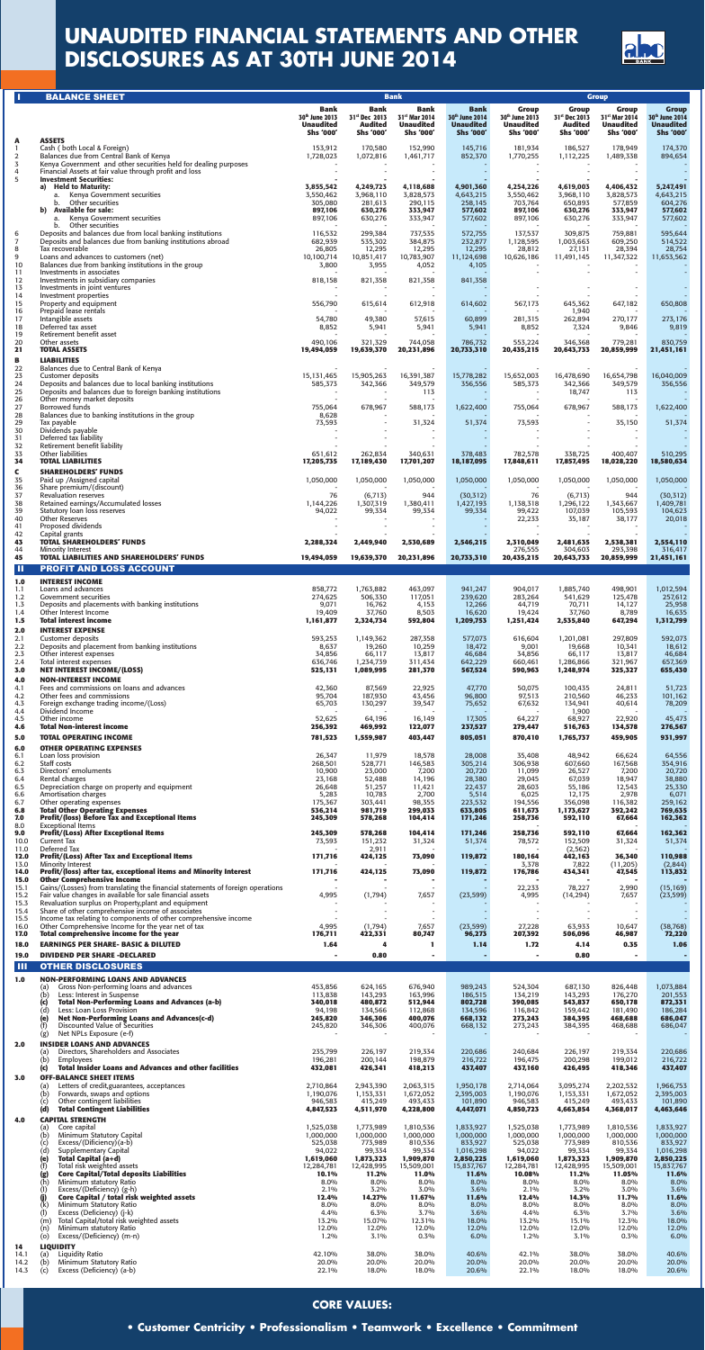# UNAUDITED FINANCIAL STATEMENTS AND OTHER DISCLOSURES AS AT 30TH JUNE 2014

## I BALANCE SHEET

| | | Bank | | | | Group | | | |
|---|---|---|---|---|---|---|---|---|---|
| | | Bank 30th June 2013 Unaudited Shs '000' | Bank 31st Dec 2013 Audited Shs '000' | Bank 31st Mar 2014 Unaudited Shs '000' | Bank 30th June 2014 Unaudited Shs '000' | Group 30th June 2013 Unaudited Shs '000' | Group 31st Dec 2013 Audited Shs '000' | Group 31st Mar 2014 Unaudited Shs '000' | Group 30th June 2014 Unaudited Shs '000' |
| **A** | **ASSETS** | | | | | | | | |
| 1 | Cash ( both Local & Foreign) | 153,912 | 170,580 | 152,990 | 145,716 | 181,934 | 186,527 | 178,949 | 174,370 |
| 2 | Balances due from Central Bank of Kenya | 1,728,023 | 1,072,816 | 1,461,717 | 852,370 | 1,770,255 | 1,112,225 | 1,489,338 | 894,654 |
| 3 | Kenya Government and other securities held for dealing purposes | - | - | - | - | - | - | - | - |
| 4 | Financial Assets at fair value through profit and loss | - | - | - | - | - | - | - | - |
| 5 | **Investment Securities:** | | | | | | | | |
| | **a) Held to Maturity:** | **3,855,542** | **4,249,723** | **4,118,688** | **4,901,360** | **4,254,226** | **4,619,003** | **4,406,432** | **5,247,491** |
| | a. Kenya Government securities | 3,550,462 | 3,968,110 | 3,828,573 | 4,643,215 | 3,550,462 | 3,968,110 | 3,828,573 | 4,643,215 |
| | b. Other securities | 305,080 | 281,613 | 290,115 | 258,145 | 703,764 | 650,893 | 577,859 | 604,276 |
| | **b) Available for sale:** | **897,106** | **630,276** | **333,947** | **577,602** | **897,106** | **630,276** | **333,947** | **577,602** |
| | a. Kenya Government securities | 897,106 | 630,276 | 333,947 | 577,602 | 897,106 | 630,276 | 333,947 | 577,602 |
| | b. Other securities | - | - | - | - | - | - | - | - |
| 6 | Deposits and balances due from local banking institutions | 116,532 | 299,384 | 737,535 | 572,755 | 137,537 | 309,875 | 759,881 | 595,644 |
| 7 | Deposits and balances due from banking institutions abroad | 682,939 | 535,302 | 384,875 | 232,877 | 1,128,595 | 1,003,663 | 609,250 | 514,522 |
| 8 | Tax recoverable | 26,805 | 12,295 | 12,295 | 12,295 | 28,812 | 27,131 | 28,394 | 28,754 |
| 9 | Loans and advances to customers (net) | 10,100,714 | 10,851,417 | 10,783,907 | 11,124,698 | 10,626,186 | 11,491,145 | 11,347,322 | 11,653,562 |
| 10 | Balances due from banking institutions in the group | 3,800 | 3,955 | 4,052 | 4,105 | - | - | - | - |
| 11 | Investments in associates | - | - | - | - | - | - | - | - |
| 12 | Investments in subsidiary companies | 818,158 | 821,358 | 821,358 | 841,358 | - | - | - | - |
| 13 | Investments in joint ventures | - | - | - | - | - | - | - | - |
| 14 | Investment properties | - | - | - | - | - | - | - | - |
| 15 | Property and equipment | 556,790 | 615,614 | 612,918 | 614,602 | 567,173 | 645,362 | 647,182 | 650,808 |
| 16 | Prepaid lease rentals | - | - | - | - | - | 1,940 | - | - |
| 17 | Intangible assets | 54,780 | 49,380 | 57,615 | 60,899 | 281,315 | 262,894 | 270,177 | 273,176 |
| 18 | Deferred tax asset | 8,852 | 5,941 | 5,941 | 5,941 | 8,852 | 7,324 | 9,846 | 9,819 |
| 19 | Retirement benefit asset | - | - | - | - | - | - | - | - |
| 20 | Other assets | 490,106 | 321,329 | 744,058 | 786,732 | 553,224 | 346,368 | 779,281 | 830,759 |
| 21 | **TOTAL ASSETS** | **19,494,059** | **19,639,370** | **20,231,896** | **20,733,310** | **20,435,215** | **20,643,733** | **20,859,999** | **21,451,161** |
| **B** | **LIABILITIES** | | | | | | | | |
| 22 | Balances due to Central Bank of Kenya | - | - | - | - | - | - | - | - |
| 23 | Customer deposits | 15,131,465 | 15,905,263 | 16,391,387 | 15,778,282 | 15,652,003 | 16,478,690 | 16,654,798 | 16,040,009 |
| 24 | Deposits and balances due to local banking institutions | 585,373 | 342,366 | 349,579 | 356,556 | 585,373 | 342,366 | 349,579 | 356,556 |
| 25 | Deposits and balances due to foreign banking institutions | - | - | 113 | - | - | 18,747 | 113 | - |
| 26 | Other money market deposits | - | - | - | - | - | - | - | - |
| 27 | Borrowed funds | 755,064 | 678,967 | 588,173 | 1,622,400 | 755,064 | 678,967 | 588,173 | 1,622,400 |
| 28 | Balances due to banking institutions in the group | 8,628 | - | - | - | - | - | - | - |
| 29 | Tax payable | 73,593 | - | 31,324 | 51,374 | 73,593 | - | 35,150 | 51,374 |
| 30 | Dividends payable | - | - | - | - | - | - | - | - |
| 31 | Deferred tax liability | - | - | - | - | - | - | - | - |
| 32 | Retirement benefit liability | - | - | - | - | - | - | - | - |
| 33 | Other liabilities | 651,612 | 262,834 | 340,631 | 378,483 | 782,578 | 338,725 | 400,407 | 510,295 |
| 34 | **TOTAL LIABILITIES** | **17,205,735** | **17,189,430** | **17,701,207** | **18,187,095** | **17,848,611** | **17,857,495** | **18,028,220** | **18,580,634** |
| **C** | **SHAREHOLDERS' FUNDS** | | | | | | | | |
| 35 | Paid up /Assigned capital | 1,050,000 | 1,050,000 | 1,050,000 | 1,050,000 | 1,050,000 | 1,050,000 | 1,050,000 | 1,050,000 |
| 36 | Share premium/(discount) | - | - | - | - | - | - | - | - |
| 37 | Revaluation reserves | 76 | (6,713) | 944 | (30,512) | 76 | (6,713) | 944 | (30,512) |
| 38 | Retained earnings/Accumulated losses | 1,144,226 | 1,307,319 | 1,380,411 | 1,427,193 | 1,138,318 | 1,296,122 | 1,343,667 | 1,409,781 |
| 39 | Statutory loan loss reserves | 94,022 | 99,334 | 99,334 | 99,334 | 99,422 | 107,059 | 105,593 | 104,623 |
| 40 | Other Reserves | - | - | - | - | 22,233 | 35,187 | 38,177 | 20,018 |
| 41 | Proposed dividends | - | - | - | - | - | - | - | - |
| 42 | Capital grants | - | - | - | - | - | - | - | - |
| 43 | **TOTAL SHAREHOLDERS' FUNDS** | **2,288,324** | **2,449,940** | **2,530,689** | **2,546,215** | **2,310,049** | **2,481,635** | **2,538,381** | **2,554,110** |
| 44 | Minority Interest | - | - | - | - | 276,555 | 304,603 | 293,398 | 316,417 |
| 45 | **TOTAL LIABILITIES AND SHAREHOLDERS' FUNDS** | **19,494,059** | **19,639,370** | **20,231,896** | **20,733,310** | **20,435,215** | **20,643,733** | **20,859,999** | **21,451,161** |

## II PROFIT AND LOSS ACCOUNT

| | | Bank 30th June 2013 | Bank 31st Dec 2013 | Bank 31st Mar 2014 | Bank 30th June 2014 | Group 30th June 2013 | Group 31st Dec 2013 | Group 31st Mar 2014 | Group 30th June 2014 |
|---|---|---|---|---|---|---|---|---|---|
| **1.0** | **INTEREST INCOME** | | | | | | | | |
| 1.1 | Loans and advances | 858,772 | 1,763,882 | 463,097 | 941,247 | 904,017 | 1,885,740 | 498,901 | 1,012,594 |
| 1.2 | Government securities | 274,625 | 506,330 | 117,051 | 239,620 | 283,264 | 541,629 | 125,478 | 257,612 |
| 1.3 | Deposits and placements with banking institutions | 9,071 | 16,762 | 4,153 | 12,266 | 44,719 | 70,711 | 14,127 | 25,958 |
| 1.4 | Other Interest Income | 19,409 | 37,760 | 8,503 | 16,620 | 19,424 | 37,760 | 8,789 | 16,635 |
| 1.5 | **Total interest income** | **1,161,877** | **2,324,734** | **592,804** | **1,209,753** | **1,251,424** | **2,535,840** | **647,294** | **1,312,799** |
| **2.0** | **INTEREST EXPENSE** | | | | | | | | |
| 2.1 | Customer deposits | 593,253 | 1,149,362 | 287,358 | 577,073 | 616,604 | 1,201,081 | 297,809 | 592,073 |
| 2.2 | Deposits and placement from banking institutions | 8,637 | 19,260 | 10,259 | 18,472 | 9,001 | 19,668 | 10,341 | 18,612 |
| 2.3 | Other interest expenses | 34,856 | 66,117 | 13,817 | 46,684 | 34,856 | 66,117 | 13,817 | 46,684 |
| 2.4 | Total interest expenses | 636,746 | 1,234,739 | 311,434 | 642,229 | 660,461 | 1,286,866 | 321,967 | 657,369 |
| **3.0** | **NET INTEREST INCOME/(LOSS)** | **525,131** | **1,089,995** | **281,370** | **567,524** | **590,963** | **1,248,974** | **325,327** | **655,430** |
| **4.0** | **NON-INTEREST INCOME** | | | | | | | | |
| 4.1 | Fees and commissions on loans and advances | 42,360 | 87,569 | 22,925 | 47,770 | 50,075 | 100,435 | 24,811 | 51,723 |
| 4.2 | Other fees and commissions | 95,704 | 187,930 | 43,456 | 96,800 | 97,513 | 210,560 | 46,233 | 101,162 |
| 4.3 | Foreign exchange trading income/(Loss) | 65,703 | 130,297 | 39,547 | 75,652 | 67,632 | 134,941 | 40,614 | 78,209 |
| 4.4 | Dividend Income | - | - | - | - | - | 1,900 | - | - |
| 4.5 | Other income | 52,625 | 64,196 | 16,149 | 17,305 | 64,227 | 68,927 | 22,920 | 45,473 |
| 4.6 | **Total Non-interest income** | **256,392** | **469,992** | **122,077** | **237,527** | **279,447** | **516,763** | **134,578** | **276,567** |
| **5.0** | **TOTAL OPERATING INCOME** | **781,523** | **1,559,987** | **403,447** | **805,051** | **870,410** | **1,765,737** | **459,905** | **931,997** |
| **6.0** | **OTHER OPERATING EXPENSES** | | | | | | | | |
| 6.1 | Loan loss provision | 26,347 | 11,979 | 18,578 | 28,008 | 35,408 | 48,942 | 66,624 | 64,556 |
| 6.2 | Staff costs | 268,501 | 528,771 | 146,583 | 305,214 | 306,938 | 607,660 | 167,568 | 354,916 |
| 6.3 | Directors' emoluments | 10,900 | 23,000 | 7,200 | 20,720 | 11,099 | 26,527 | 7,200 | 20,720 |
| 6.4 | Rental charges | 23,168 | 52,488 | 14,196 | 28,380 | 29,045 | 67,039 | 18,947 | 38,880 |
| 6.5 | Depreciation charge on property and equipment | 26,648 | 51,257 | 11,421 | 22,437 | 28,603 | 55,186 | 12,543 | 25,330 |
| 6.6 | Amortisation charges | 5,283 | 10,783 | 2,700 | 5,514 | 6,025 | 12,175 | 2,978 | 6,071 |
| 6.7 | Other operating expenses | 175,367 | 303,441 | 98,335 | 223,532 | 194,556 | 356,098 | 116,382 | 259,162 |
| 6.8 | **Total Other Operating Expenses** | **536,214** | **981,719** | **299,033** | **633,805** | **611,673** | **1,173,627** | **392,242** | **769,635** |
| 7.0 | **Profit/(Loss) Before Tax and Exceptional Items** | **245,309** | **578,268** | **104,414** | **171,246** | **258,736** | **592,110** | **67,664** | **162,362** |
| 8.0 | Exceptional Items | - | - | - | - | - | - | - | - |
| 9.0 | **Profit/(Loss) After Exceptional Items** | **245,309** | **578,268** | **104,414** | **171,246** | **258,736** | **592,110** | **67,664** | **162,362** |
| 10.0 | Current Tax | 73,593 | 151,232 | 31,324 | 51,374 | 78,572 | 152,509 | 31,324 | 51,374 |
| 11.0 | Deferred Tax | - | 2,911 | - | - | - | (2,562) | - | - |
| 12.0 | **Profit/(Loss) After Tax and Exceptional Items** | **171,716** | **424,125** | **73,090** | **119,872** | **180,164** | **442,163** | **36,340** | **110,988** |
| 13.0 | Minority Interest | - | - | - | - | 3,378 | 7,822 | (11,205) | (2,844) |
| 14.0 | **Profit/(loss) after tax, exceptional items and Minority Interest** | **171,716** | **424,125** | **73,090** | **119,872** | **176,786** | **434,341** | **47,545** | **113,832** |
| **15.0** | **Other Comprehensive Income** | | | | | | | | |
| 15.1 | Gains/(Losses) from translating the financial statements of foreign operations | - | - | - | - | 22,233 | 78,227 | 2,990 | (15,169) |
| 15.2 | Fair value changes in available for sale financial assets | 4,995 | (1,794) | 7,657 | (23,599) | 4,995 | (14,294) | 7,657 | (23,599) |
| 15.3 | Revaluation surplus on Property,plant and equipment | - | - | - | - | - | - | - | - |
| 15.4 | Share of other comprehensive income of associates | - | - | - | - | - | - | - | - |
| 15.5 | Income tax relating to components of other comprehensive income | - | - | - | - | - | - | - | - |
| 16.0 | Other Comprehensive Income for the year net of tax | 4,995 | (1,794) | 7,657 | (23,599) | 27,228 | 63,933 | 10,647 | (38,768) |
| 17.0 | **Total comprehensive income for the year** | **176,711** | **422,331** | **80,747** | **96,273** | **207,392** | **506,096** | **46,987** | **72,220** |
| **18.0** | **EARNINGS PER SHARE- BASIC & DILUTED** | **1.64** | **4** | **1** | **1.14** | **1.72** | **4.14** | **0.35** | **1.06** |
| **19.0** | **DIVIDEND PER SHARE -DECLARED** | - | **0.80** | - | - | - | **0.80** | - | - |

## III OTHER DISCLOSURES

| | | Bank 30th June 2013 | Bank 31st Dec 2013 | Bank 31st Mar 2014 | Bank 30th June 2014 | Group 30th June 2013 | Group 31st Dec 2013 | Group 31st Mar 2014 | Group 30th June 2014 |
|---|---|---|---|---|---|---|---|---|---|
| **1.0** | **NON-PERFORMING LOANS AND ADVANCES** | | | | | | | | |
| | (a) Gross Non-performing loans and advances | 453,856 | 624,165 | 676,940 | 989,243 | 524,304 | 687,130 | 826,448 | 1,073,884 |
| | (b) Less: Interest in Suspense | 113,838 | 143,293 | 163,996 | 186,515 | 134,219 | 143,293 | 176,270 | 201,553 |
| | **(c) Total Non-Performing Loans and Advances (a-b)** | **340,018** | **480,872** | **512,944** | **802,728** | **390,085** | **543,837** | **650,178** | **872,331** |
| | (d) Less: Loan Loss Provision | 94,198 | 134,566 | 112,868 | 134,596 | 116,842 | 159,442 | 181,490 | 186,284 |
| | **(e) Net Non-Performing Loans and Advances(c-d)** | **245,820** | **346,306** | **400,076** | **668,132** | **273,243** | **384,395** | **468,688** | **686,047** |
| | (f) Discounted Value of Securities | 245,820 | 346,306 | 400,076 | 668,132 | 273,243 | 384,395 | 468,688 | 686,047 |
| | (g) Net NPLs Exposure (e-f) | - | - | - | - | - | - | - | - |
| **2.0** | **INSIDER LOANS AND ADVANCES** | | | | | | | | |
| | (a) Directors, Shareholders and Associates | 235,799 | 226,197 | 219,334 | 220,686 | 240,684 | 226,197 | 219,334 | 220,686 |
| | (b) Employees | 196,281 | 200,144 | 198,879 | 216,722 | 196,475 | 200,298 | 199,012 | 216,722 |
| | **(c) Total Insider Loans and Advances and other facilities** | **432,081** | **426,341** | **418,213** | **437,407** | **437,160** | **426,495** | **418,346** | **437,407** |
| **3.0** | **OFF-BALANCE SHEET ITEMS** | | | | | | | | |
| | (a) Letters of credit,guarantees, acceptances | 2,710,864 | 2,943,390 | 2,063,315 | 1,950,178 | 2,714,064 | 3,095,274 | 2,202,532 | 1,966,753 |
| | (b) Forwards, swaps and options | 1,190,076 | 1,153,351 | 1,672,052 | 2,395,003 | 1,190,076 | 1,153,351 | 1,672,052 | 2,395,003 |
| | (c) Other contingent liabilities | 946,583 | 415,249 | 493,433 | 101,890 | 946,583 | 415,249 | 493,433 | 101,890 |
| | **(d) Total Contingent Liabilities** | **4,847,523** | **4,511,970** | **4,228,800** | **4,447,071** | **4,850,723** | **4,663,854** | **4,368,017** | **4,463,646** |
| **4.0** | **CAPITAL STRENGTH** | | | | | | | | |
| | (a) Core capital | 1,525,038 | 1,773,989 | 1,810,536 | 1,833,927 | 1,525,038 | 1,773,989 | 1,810,536 | 1,833,927 |
| | (b) Minimum Statutory Capital | 1,000,000 | 1,000,000 | 1,000,000 | 1,000,000 | 1,000,000 | 1,000,000 | 1,000,000 | 1,000,000 |
| | (c) Excess/(Deficiency)(a-b) | 525,038 | 773,989 | 810,536 | 833,927 | 525,038 | 773,989 | 810,536 | 833,927 |
| | (d) Supplementary Capital | 94,022 | 99,334 | 99,334 | 1,016,298 | 94,022 | 99,334 | 99,334 | 1,016,298 |
| | **(e) Total Capital (a+d)** | **1,619,060** | **1,873,323** | **1,909,870** | **2,850,225** | **1,619,060** | **1,873,323** | **1,909,870** | **2,850,225** |
| | (f) Total risk weighted assets | 12,284,781 | 12,428,995 | 15,509,001 | 15,837,767 | 12,284,781 | 12,428,995 | 15,509,001 | 15,837,767 |
| | **(g) Core Capital/Total deposits Liabilities** | **10.1%** | **11.2%** | **11.0%** | **11.6%** | **10.08%** | **11.2%** | **11.05%** | **11.6%** |
| | (h) Minimum statutory Ratio | 8.0% | 8.0% | 8.0% | 8.0% | 8.0% | 8.0% | 8.0% | 8.0% |
| | (i) Excess/(Deficiency) (g-h) | 2.1% | 3.2% | 3.0% | 3.6% | 2.1% | 3.2% | 3.0% | 3.6% |
| | **(j) Core Capital / Total risk weighted assets** | **12.4%** | **14.27%** | **11.67%** | **11.6%** | **12.4%** | **14.3%** | **11.7%** | **11.6%** |
| | (k) Minimum Statutory Ratio | 8.0% | 8.0% | 8.0% | 8.0% | 8.0% | 8.0% | 8.0% | 8.0% |
| | (l) Excess (Deficiency) (j-k) | 4.4% | 6.3% | 3.7% | 3.6% | 4.4% | 6.3% | 3.7% | 3.6% |
| | (m) Total Capital/total risk weighted assets | 13.2% | 15.07% | 12.31% | 18.0% | 13.2% | 15.1% | 12.3% | 18.0% |
| | (n) Minimum statutory Ratio | 12.0% | 12.0% | 12.0% | 12.0% | 12.0% | 12.0% | 12.0% | 12.0% |
| | (o) Excess/(Deficiency) (m-n) | 1.2% | 3.1% | 0.3% | 6.0% | 1.2% | 3.1% | 0.3% | 6.0% |
| **14** | **LIQUIDITY** | | | | | | | | |
| 14.1 | (a) Liquidity Ratio | 42.10% | 38.0% | 38.0% | 40.6% | 42.1% | 38.0% | 38.0% | 40.6% |
| 14.2 | (b) Minimum Statutory Ratio | 20.0% | 20.0% | 20.0% | 20.0% | 20.0% | 20.0% | 20.0% | 20.0% |
| 14.3 | (c) Excess (Deficiency) (a-b) | 22.1% | 18.0% | 18.0% | 20.6% | 22.1% | 18.0% | 18.0% | 20.6% |

**CORE VALUES:**

**• Customer Centricity • Professionalism • Teamwork • Excellence • Commitment**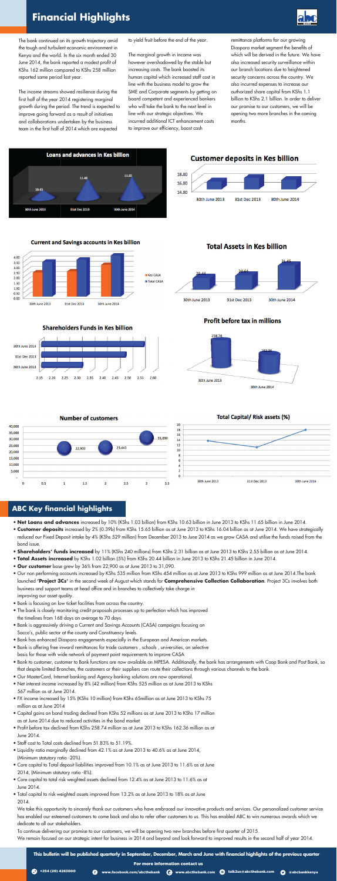# Financial Highlights

The bank continued on its growth trajectory amid the tough and turbulent economic environment in Kenya and the world. In the six month ended 30 June 2014, the bank reported a modest profit of KShs 162 million compared to KShs 258 million reported same period last year.

The income streams showed resilience during the first half of the year 2014 registering marginal growth during the period. The trend is expected to improve going forward as a result of initiatives and collaborations undertaken by the business team in the first half of 2014 which are expected to yield fruit before the end of the year.

The marginal growth in income was however overshadowed by the stable but increasing costs. The bank boosted its human capital which increased staff cost in line with the business model to grow the SME and Corporate segments by getting on board competent and experienced bankers who will take the bank to the next level in line with our strategic objectives. We incurred additional ICT enhancement costs to improve our efficiency, boost cash remittance platforms for our growing Diaspora market segment the benefits of which will be derived in the future. We have also increased security surveillance within our branch locations due to heightened security concerns across the country. We also incurred expenses to increase our authorized share capital from KShs 1.1 billion to KShs 2.1 billion. In order to deliver our promise to our customers, we will be opening two more branches in the coming months.

Loans and advances in Kes billion

10.63
11.48
11.65
30th June 2013
31st Dec 2013
30th June 2014

Customer deposits in Kes billion

18.00
16.00
14.00
30th June 2013
31st Dec 2013
30th June 2014

Current and Savings accounts in Kes billion

4.00
3.50
3.00
2.50
2.00
1.50
1.00
0.50
0.00
30th June 2013
31st Dec 2013
30th June 2014
Kes CASA
Total CASA

Total Assets in Kes billion

20.44
20.64
21.45
30th June 2013
31st Dec 2013
30th June 2014

Shareholders Funds in Kes billion

30th June 2014
31st Dec 2013
30th June 2013
2.15 2.20 2.25 2.30 2.35 2.40 2.45 2.50 2.55 2.60

Profit before tax in millions

258.74
162.36
30th June 2013
30th June 2014

Number of customers

40,000
35,000
30,000
25,000
20,000
15,000
10,000
5,000
-
0 0.5 1 1.5 2 2.5 3 3.5
22,900
23,443
31,090

Total Capital/ Risk assets (%)

20
18
16
14
12
10
8
6
4
2
0
30th June 2013
31st Dec 2013
30th June 2014

## ABC Key financial highlights

- **Net Loans and advances** increased by 10% (KShs 1.03 billion) from KShs 10.63 billion in June 2013 to KShs 11.65 billion in June 2014.
- **Customer deposits** increased by 2% (0.39b) from KShs 15.65 billion as at June 2013 to KShs 16.04 billion as at June 2014. We have strategically reduced our Fixed Deposit intake by 4% (KShs 529 million) from December 2013 to June 2014 as we grow CASA and utilise the funds raised from the bond issue.
- **Shareholders' funds increased** by 11% (KShs 240 millions) from KShs 2.31 billion as at June 2013 to KShs 2.55 billion as at June 2014.
- **Total Assets increased** by KShs 1.02 billion (5%) from KShs 20.44 billion in June 2013 to KShs 21.45 billion in June 2014.
- **Our customer** base grew by 36% from 22,900 as at June 2013 to 31,090.
- Our non performing accounts increased by KShs 535 million from KShs 454 million as at June 2013 to KShs 999 million as at June 2014.The bank launched **'Project 3Cs'** in the second week of August which stands for **Comprehensive Collection Collaboration**. Project 3Cs involves both business and support teams at head office and in branches to collectively take charge in improving our asset quality.
- Bank is focusing on low ticket facilities from across the country.
- The bank is closely monitoring credit proposals processes up to perfection which has improved the timelines from 168 days on average to 70 days.
- Bank is aggressively driving a Current and Savings Accounts (CASA) campaigns focusing on Sacco's, public sector at the county and Constituency levels.
- Bank has enhanced Diaspora engagements especially in the European and American markets.
- Bank is offering free inward remittances for trade customers , schools , universities, on selective basis for those with wide network of payment point requirements to improve CASA
- Bank to customer, customer to Bank functions are now available on MPESA. Additionally, the bank has arrangements with Coop Bank and Post Bank, so that despite limited Branches, the customers or their suppliers can route their collections through various channels to the bank.
- Our MasterCard, Internet banking and Agency banking solutions are now operational.
- Net interest income increased by 8% (42 million) from KShs 525 million as at June 2013 to KShs 567 million as at June 2014.
- FX income increased by 15% (KShs 10 million) from KShs 65million as at June 2013 to KShs 75 million as at June 2014
- Capital gains on bond trading declined from KShs 52 millions as at June 2013 to KShs 17 million as at June 2014 due to reduced activities in the bond market
- Profit before tax declined from KShs 258.74 million as at June 2013 to KShs 162.36 million as at June 2014.
- Staff cost to Total costs declined from 51.83% to 51.19%.
- Liquidity ratio marginally declined from 42.1% as at June 2013 to 40.6% as at June 2014, (Minimum statutory ratio -20%).
- Core capital to Total deposit liabilities improved from 10.1% as at June 2013 to 11.6% as at June 2014, (Minimum statutory ratio -8%).
- Core capital to total risk weighted assets declined from 12.4% as at June 2013 to 11.6% as at June 2014.
- Total capital to risk weighted assets improved from 13.2% as at June 2013 to 18% as at June 2014.

We take this opportunity to sincerely thank our customers who have embraced our innovative products and services. Our personalized customer service has enabled our esteemed customers to come back and also to refer other customers to us. This has enabled ABC to win numerous awards which we dedicate to all our stakeholders.

To continue delivering our promise to our customers, we will be opening two new branches before first quarter of 2015.

We remain focused on our strategic intent for business in 2014 and beyond and look forward to improved results in the second half of year 2014.

**This bulletin will be published quarterly in September, December, March and June with financial highlights of the previous quarter**

**For more information contact us**

+254 (20) 4263000 | www.facebook.com/abcthebank | www.abcthebank.com | talk2us@abcthebank.com | @abcbankkenya